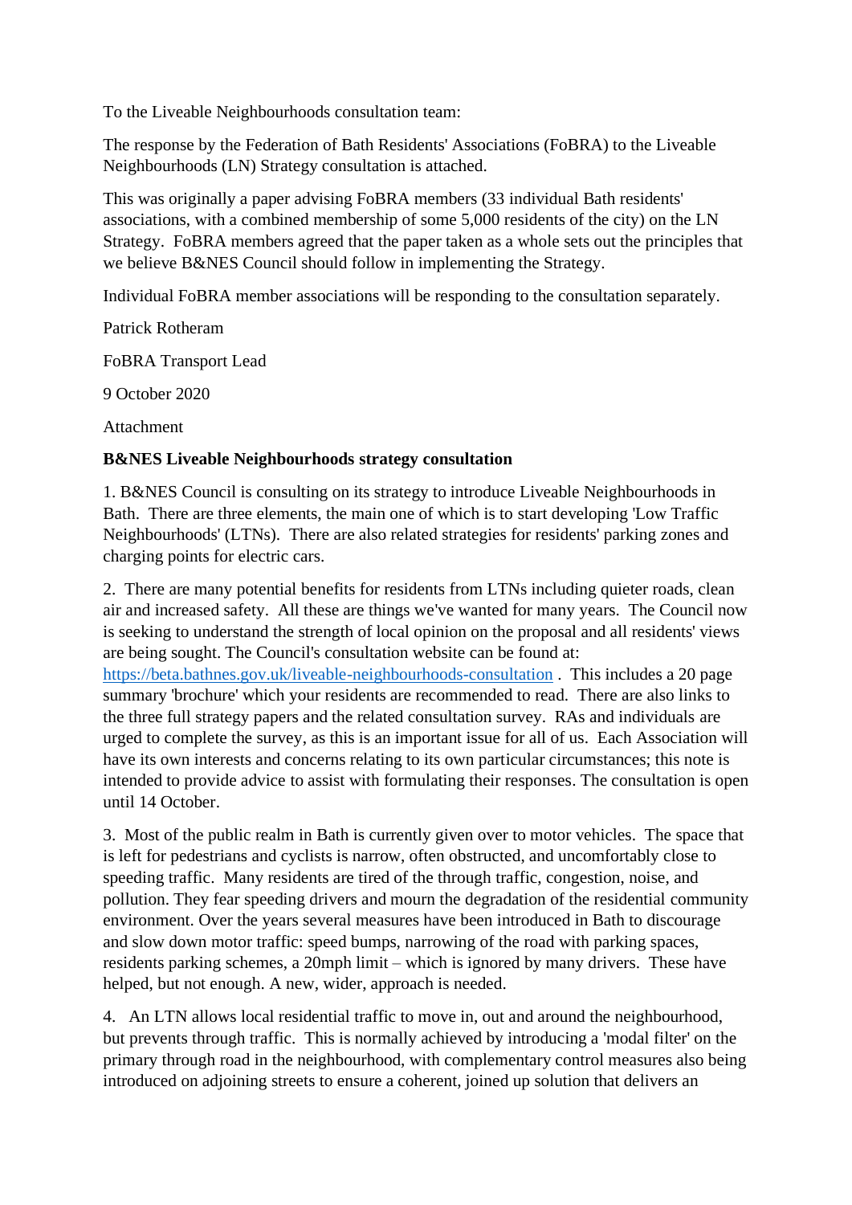To the Liveable Neighbourhoods consultation team:

The response by the Federation of Bath Residents' Associations (FoBRA) to the Liveable Neighbourhoods (LN) Strategy consultation is attached.

This was originally a paper advising FoBRA members (33 individual Bath residents' associations, with a combined membership of some 5,000 residents of the city) on the LN Strategy. FoBRA members agreed that the paper taken as a whole sets out the principles that we believe B&NES Council should follow in implementing the Strategy.

Individual FoBRA member associations will be responding to the consultation separately.

Patrick Rotheram

FoBRA Transport Lead

9 October 2020

Attachment

**B&NES Liveable Neighbourhoods strategy consultation**

1. B&NES Council is consulting on its strategy to introduce Liveable Neighbourhoods in Bath. There are three elements, the main one of which is to start developing 'Low Traffic Neighbourhoods' (LTNs). There are also related strategies for residents' parking zones and charging points for electric cars.

2. There are many potential benefits for residents from LTNs including quieter roads, clean air and increased safety. All these are things we've wanted for many years. The Council now is seeking to understand the strength of local opinion on the proposal and all residents' views are being sought. The Council's consultation website can be found at: [https://beta.bathnes.gov.uk/liveable-neighbourhoods-consultation](https://beta.bathnes.gov.uk/liveable-neighbourhoods-consultation) . This includes a 20 page summary 'brochure' which your residents are recommended to read. There are also links to the three full strategy papers and the related consultation survey. RAs and individuals are urged to complete the survey, as this is an important issue for all of us. Each Association will have its own interests and concerns relating to its own particular circumstances; this note is intended to provide advice to assist with formulating their responses. The consultation is open until 14 October.

3. Most of the public realm in Bath is currently given over to motor vehicles. The space that is left for pedestrians and cyclists is narrow, often obstructed, and uncomfortably close to speeding traffic. Many residents are tired of the through traffic, congestion, noise, and pollution. They fear speeding drivers and mourn the degradation of the residential community environment. Over the years several measures have been introduced in Bath to discourage and slow down motor traffic: speed bumps, narrowing of the road with parking spaces, residents parking schemes, a 20mph limit – which is ignored by many drivers. These have helped, but not enough. A new, wider, approach is needed.

4. An LTN allows local residential traffic to move in, out and around the neighbourhood, but prevents through traffic. This is normally achieved by introducing a 'modal filter' on the primary through road in the neighbourhood, with complementary control measures also being introduced on adjoining streets to ensure a coherent, joined up solution that delivers an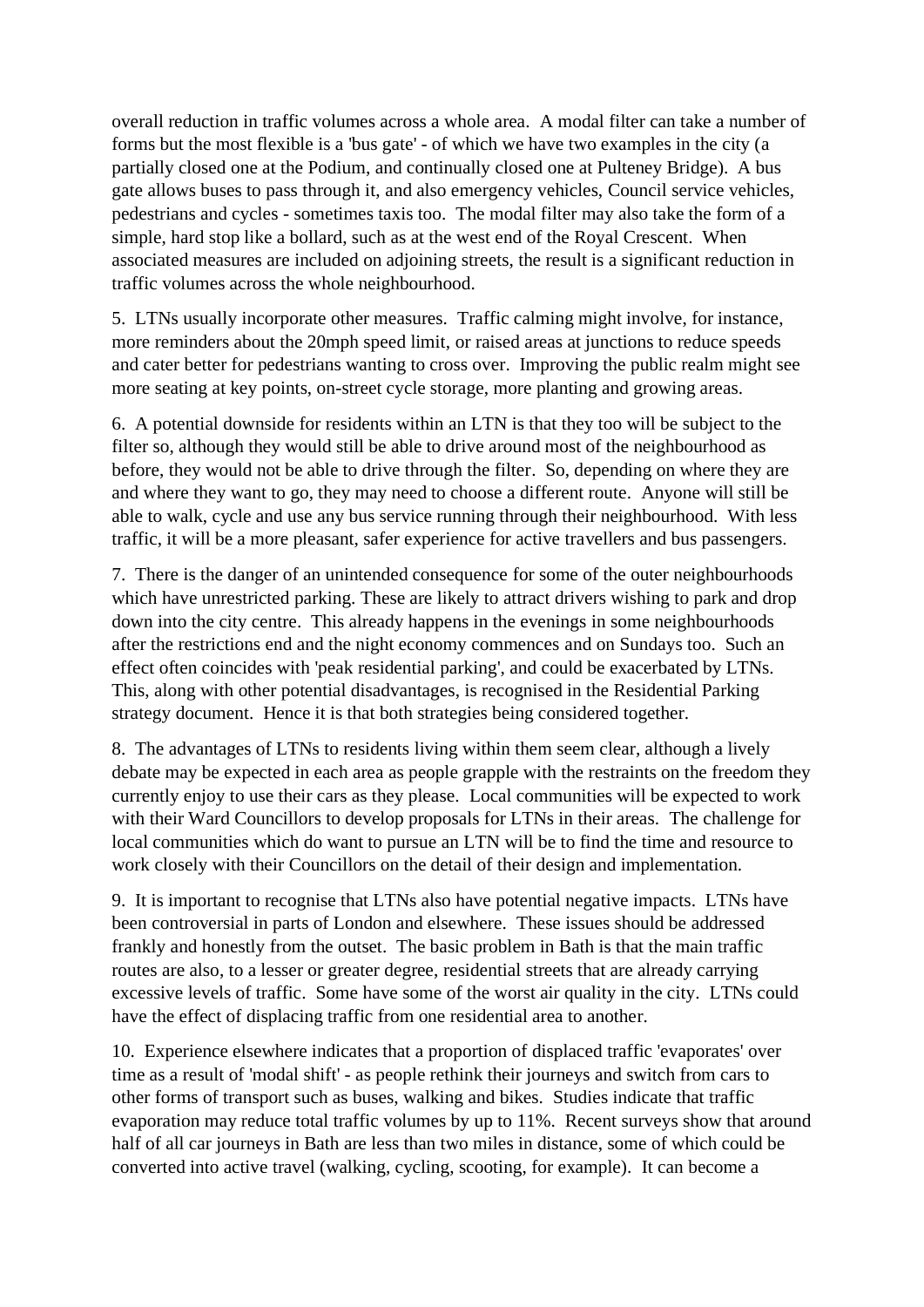overall reduction in traffic volumes across a whole area. A modal filter can take a number of forms but the most flexible is a 'bus gate' - of which we have two examples in the city (a partially closed one at the Podium, and continually closed one at Pulteney Bridge). A bus gate allows buses to pass through it, and also emergency vehicles, Council service vehicles, pedestrians and cycles - sometimes taxis too. The modal filter may also take the form of a simple, hard stop like a bollard, such as at the west end of the Royal Crescent. When associated measures are included on adjoining streets, the result is a significant reduction in traffic volumes across the whole neighbourhood.

5. LTNs usually incorporate other measures. Traffic calming might involve, for instance, more reminders about the 20mph speed limit, or raised areas at junctions to reduce speeds and cater better for pedestrians wanting to cross over. Improving the public realm might see more seating at key points, on-street cycle storage, more planting and growing areas.

6. A potential downside for residents within an LTN is that they too will be subject to the filter so, although they would still be able to drive around most of the neighbourhood as before, they would not be able to drive through the filter. So, depending on where they are and where they want to go, they may need to choose a different route. Anyone will still be able to walk, cycle and use any bus service running through their neighbourhood. With less traffic, it will be a more pleasant, safer experience for active travellers and bus passengers.

7. There is the danger of an unintended consequence for some of the outer neighbourhoods which have unrestricted parking. These are likely to attract drivers wishing to park and drop down into the city centre. This already happens in the evenings in some neighbourhoods after the restrictions end and the night economy commences and on Sundays too. Such an effect often coincides with 'peak residential parking', and could be exacerbated by LTNs. This, along with other potential disadvantages, is recognised in the Residential Parking strategy document. Hence it is that both strategies being considered together.

8. The advantages of LTNs to residents living within them seem clear, although a lively debate may be expected in each area as people grapple with the restraints on the freedom they currently enjoy to use their cars as they please. Local communities will be expected to work with their Ward Councillors to develop proposals for LTNs in their areas. The challenge for local communities which do want to pursue an LTN will be to find the time and resource to work closely with their Councillors on the detail of their design and implementation.

9. It is important to recognise that LTNs also have potential negative impacts. LTNs have been controversial in parts of London and elsewhere. These issues should be addressed frankly and honestly from the outset. The basic problem in Bath is that the main traffic routes are also, to a lesser or greater degree, residential streets that are already carrying excessive levels of traffic. Some have some of the worst air quality in the city. LTNs could have the effect of displacing traffic from one residential area to another.

10. Experience elsewhere indicates that a proportion of displaced traffic 'evaporates' over time as a result of 'modal shift' - as people rethink their journeys and switch from cars to other forms of transport such as buses, walking and bikes. Studies indicate that traffic evaporation may reduce total traffic volumes by up to 11%. Recent surveys show that around half of all car journeys in Bath are less than two miles in distance, some of which could be converted into active travel (walking, cycling, scooting, for example). It can become a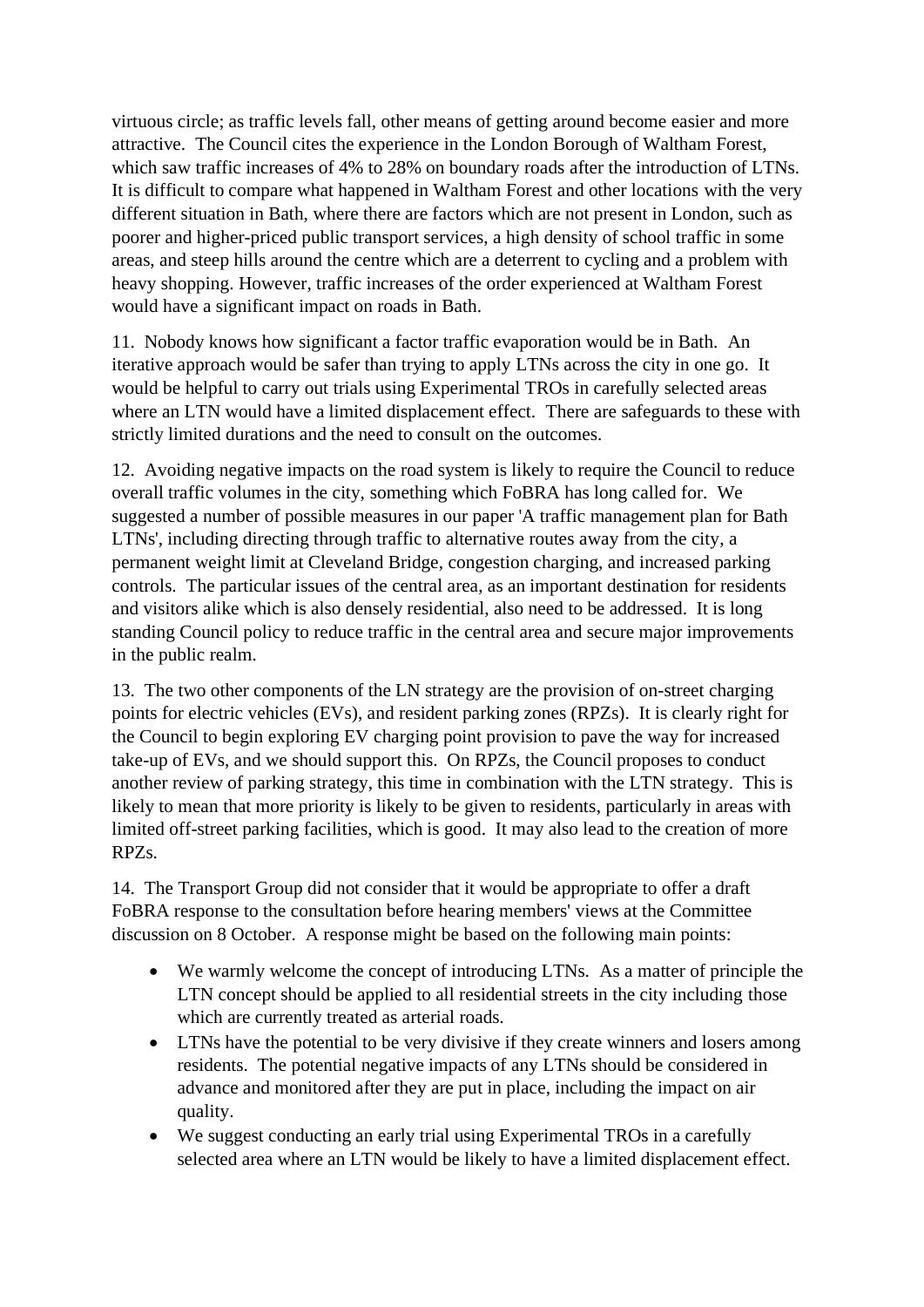virtuous circle; as traffic levels fall, other means of getting around become easier and more attractive. The Council cites the experience in the London Borough of Waltham Forest, which saw traffic increases of 4% to 28% on boundary roads after the introduction of LTNs. It is difficult to compare what happened in Waltham Forest and other locations with the very different situation in Bath, where there are factors which are not present in London, such as poorer and higher-priced public transport services, a high density of school traffic in some areas, and steep hills around the centre which are a deterrent to cycling and a problem with heavy shopping. However, traffic increases of the order experienced at Waltham Forest would have a significant impact on roads in Bath.

11. Nobody knows how significant a factor traffic evaporation would be in Bath. An iterative approach would be safer than trying to apply LTNs across the city in one go. It would be helpful to carry out trials using Experimental TROs in carefully selected areas where an LTN would have a limited displacement effect. There are safeguards to these with strictly limited durations and the need to consult on the outcomes.

12. Avoiding negative impacts on the road system is likely to require the Council to reduce overall traffic volumes in the city, something which FoBRA has long called for. We suggested a number of possible measures in our paper 'A traffic management plan for Bath LTNs', including directing through traffic to alternative routes away from the city, a permanent weight limit at Cleveland Bridge, congestion charging, and increased parking controls. The particular issues of the central area, as an important destination for residents and visitors alike which is also densely residential, also need to be addressed. It is long standing Council policy to reduce traffic in the central area and secure major improvements in the public realm.

13. The two other components of the LN strategy are the provision of on-street charging points for electric vehicles (EVs), and resident parking zones (RPZs). It is clearly right for the Council to begin exploring EV charging point provision to pave the way for increased take-up of EVs, and we should support this. On RPZs, the Council proposes to conduct another review of parking strategy, this time in combination with the LTN strategy. This is likely to mean that more priority is likely to be given to residents, particularly in areas with limited off-street parking facilities, which is good. It may also lead to the creation of more RPZs.

14. The Transport Group did not consider that it would be appropriate to offer a draft FoBRA response to the consultation before hearing members' views at the Committee discussion on 8 October. A response might be based on the following main points:

- We warmly welcome the concept of introducing LTNs. As a matter of principle the LTN concept should be applied to all residential streets in the city including those which are currently treated as arterial roads.
- LTNs have the potential to be very divisive if they create winners and losers among residents. The potential negative impacts of any LTNs should be considered in advance and monitored after they are put in place, including the impact on air quality.
- We suggest conducting an early trial using Experimental TROs in a carefully selected area where an LTN would be likely to have a limited displacement effect.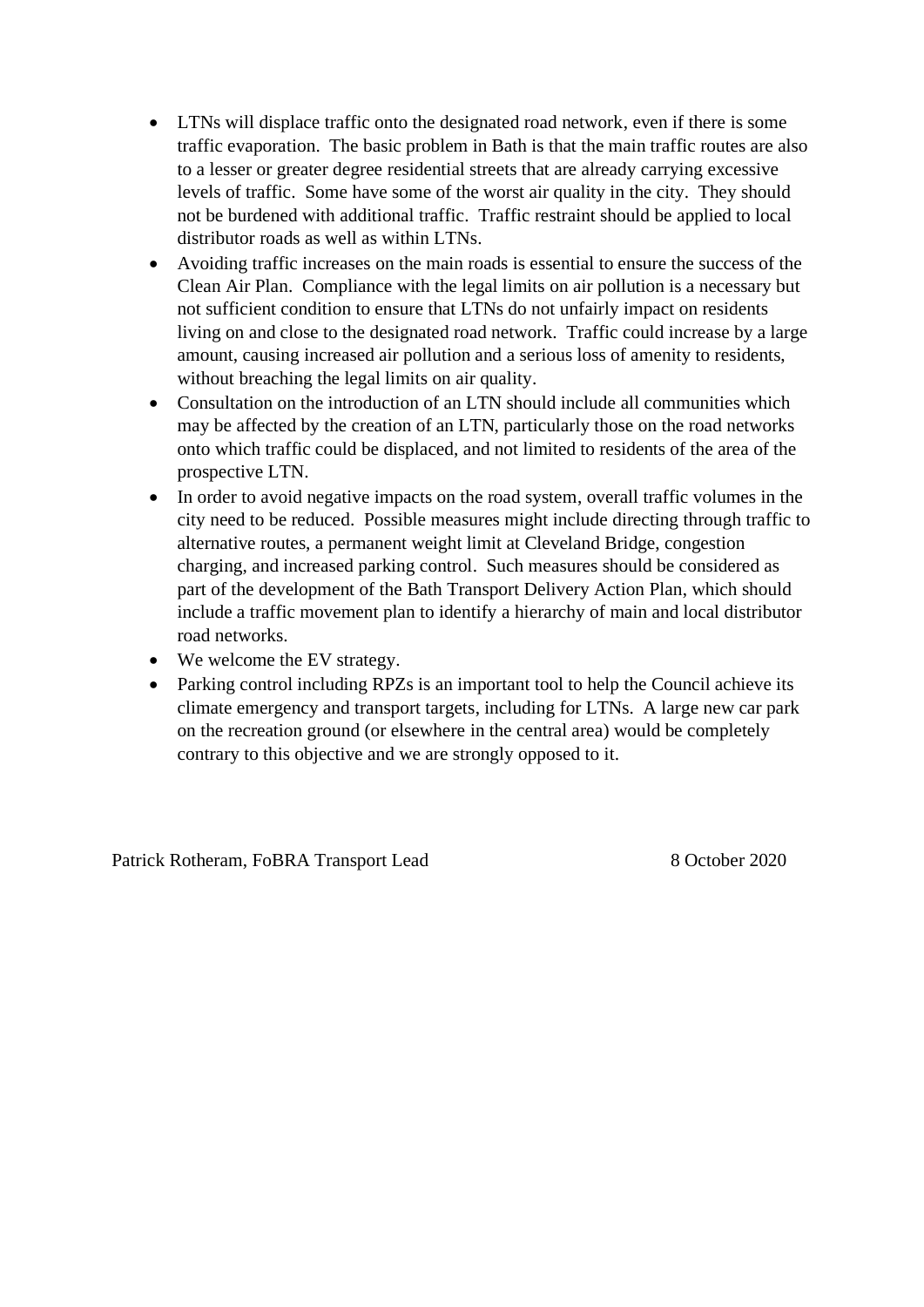- LTNs will displace traffic onto the designated road network, even if there is some traffic evaporation. The basic problem in Bath is that the main traffic routes are also to a lesser or greater degree residential streets that are already carrying excessive levels of traffic. Some have some of the worst air quality in the city. They should not be burdened with additional traffic. Traffic restraint should be applied to local distributor roads as well as within LTNs.
- Avoiding traffic increases on the main roads is essential to ensure the success of the Clean Air Plan. Compliance with the legal limits on air pollution is a necessary but not sufficient condition to ensure that LTNs do not unfairly impact on residents living on and close to the designated road network. Traffic could increase by a large amount, causing increased air pollution and a serious loss of amenity to residents, without breaching the legal limits on air quality.
- Consultation on the introduction of an LTN should include all communities which may be affected by the creation of an LTN, particularly those on the road networks onto which traffic could be displaced, and not limited to residents of the area of the prospective LTN.
- In order to avoid negative impacts on the road system, overall traffic volumes in the city need to be reduced. Possible measures might include directing through traffic to alternative routes, a permanent weight limit at Cleveland Bridge, congestion charging, and increased parking control. Such measures should be considered as part of the development of the Bath Transport Delivery Action Plan, which should include a traffic movement plan to identify a hierarchy of main and local distributor road networks.
- We welcome the EV strategy.
- Parking control including RPZs is an important tool to help the Council achieve its climate emergency and transport targets, including for LTNs. A large new car park on the recreation ground (or elsewhere in the central area) would be completely contrary to this objective and we are strongly opposed to it.

Patrick Rotheram, FoBRA Transport Lead 8 October 2020